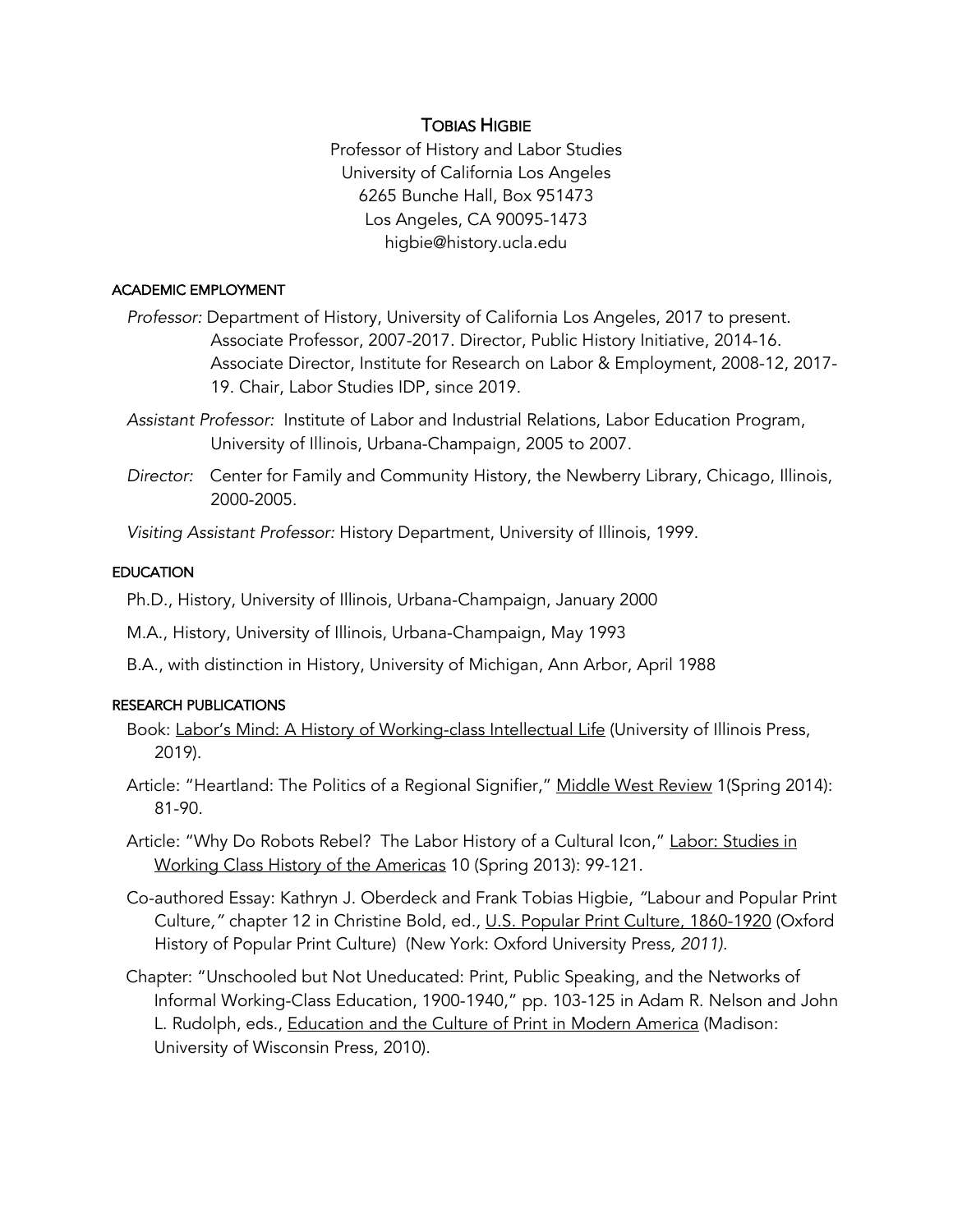# TOBIAS HIGBIE

Professor of History and Labor Studies
University of California Los Angeles
6265 Bunche Hall, Box 951473
Los Angeles, CA 90095-1473
higbie@history.ucla.edu

## ACADEMIC EMPLOYMENT

*Professor:* Department of History, University of California Los Angeles, 2017 to present. Associate Professor, 2007-2017. Director, Public History Initiative, 2014-16. Associate Director, Institute for Research on Labor & Employment, 2008-12, 2017-19. Chair, Labor Studies IDP, since 2019.

*Assistant Professor:* Institute of Labor and Industrial Relations, Labor Education Program, University of Illinois, Urbana-Champaign, 2005 to 2007.

*Director:* Center for Family and Community History, the Newberry Library, Chicago, Illinois, 2000-2005.

*Visiting Assistant Professor:* History Department, University of Illinois, 1999.

## EDUCATION

Ph.D., History, University of Illinois, Urbana-Champaign, January 2000

M.A., History, University of Illinois, Urbana-Champaign, May 1993

B.A., with distinction in History, University of Michigan, Ann Arbor, April 1988

## RESEARCH PUBLICATIONS

Book: Labor's Mind: A History of Working-class Intellectual Life (University of Illinois Press, 2019).

Article: "Heartland: The Politics of a Regional Signifier," Middle West Review 1(Spring 2014): 81-90.

Article: "Why Do Robots Rebel? The Labor History of a Cultural Icon," Labor: Studies in Working Class History of the Americas 10 (Spring 2013): 99-121.

Co-authored Essay: Kathryn J. Oberdeck and Frank Tobias Higbie, "Labour and Popular Print Culture," chapter 12 in Christine Bold, ed., U.S. Popular Print Culture, 1860-1920 (Oxford History of Popular Print Culture) (New York: Oxford University Press, *2011)*.

Chapter: "Unschooled but Not Uneducated: Print, Public Speaking, and the Networks of Informal Working-Class Education, 1900-1940," pp. 103-125 in Adam R. Nelson and John L. Rudolph, eds., Education and the Culture of Print in Modern America (Madison: University of Wisconsin Press, 2010).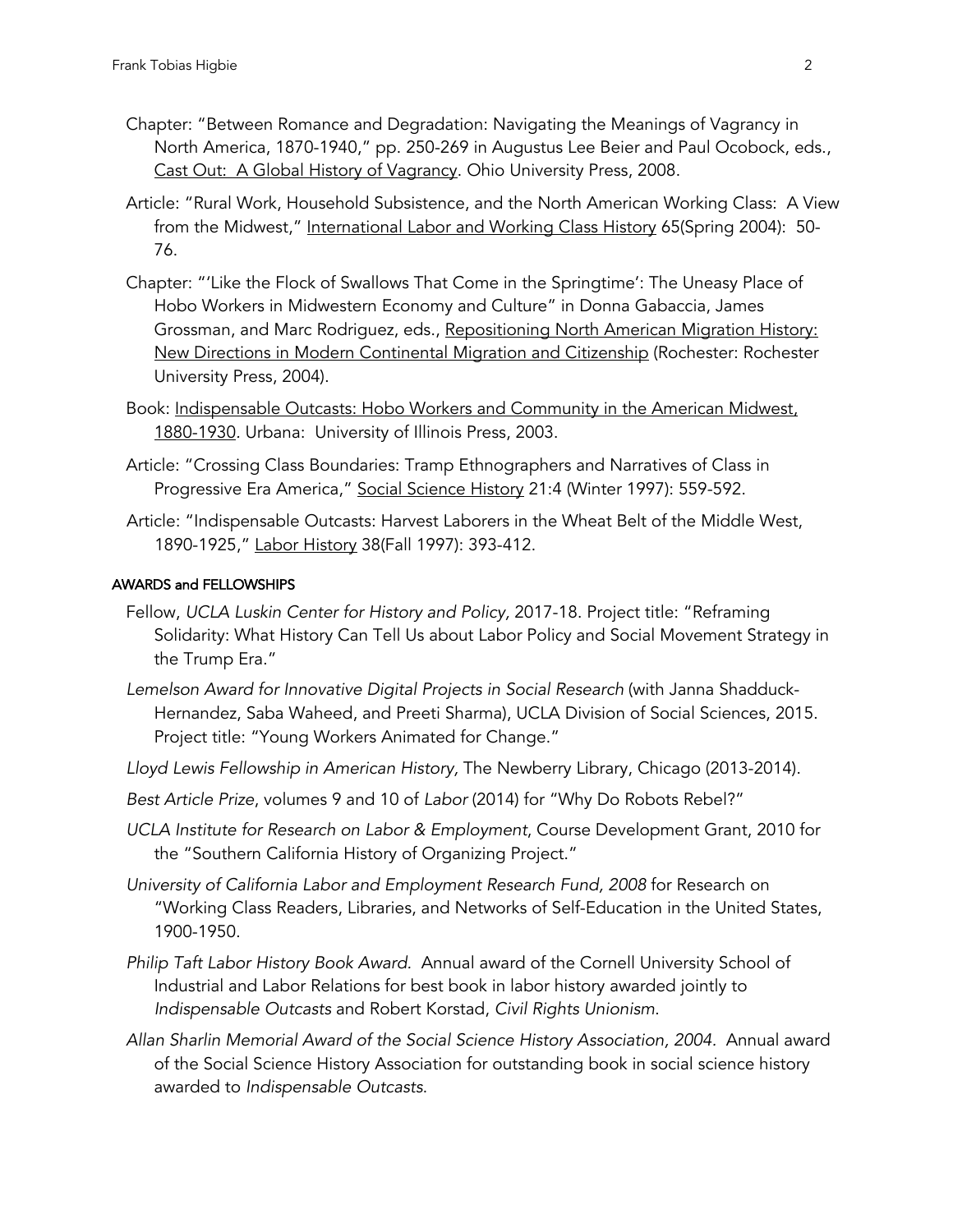Chapter: "Between Romance and Degradation: Navigating the Meanings of Vagrancy in North America, 1870-1940," pp. 250-269 in Augustus Lee Beier and Paul Ocobock, eds., Cast Out: A Global History of Vagrancy. Ohio University Press, 2008.

Article: "Rural Work, Household Subsistence, and the North American Working Class: A View from the Midwest," International Labor and Working Class History 65(Spring 2004): 50-76.

Chapter: "'Like the Flock of Swallows That Come in the Springtime': The Uneasy Place of Hobo Workers in Midwestern Economy and Culture" in Donna Gabaccia, James Grossman, and Marc Rodriguez, eds., Repositioning North American Migration History: New Directions in Modern Continental Migration and Citizenship (Rochester: Rochester University Press, 2004).

Book: Indispensable Outcasts: Hobo Workers and Community in the American Midwest, 1880-1930. Urbana: University of Illinois Press, 2003.

Article: "Crossing Class Boundaries: Tramp Ethnographers and Narratives of Class in Progressive Era America," Social Science History 21:4 (Winter 1997): 559-592.

Article: "Indispensable Outcasts: Harvest Laborers in the Wheat Belt of the Middle West, 1890-1925," Labor History 38(Fall 1997): 393-412.

#### AWARDS and FELLOWSHIPS

Fellow, *UCLA Luskin Center for History and Policy,* 2017-18. Project title: "Reframing Solidarity: What History Can Tell Us about Labor Policy and Social Movement Strategy in the Trump Era."

*Lemelson Award for Innovative Digital Projects in Social Research* (with Janna Shadduck-Hernandez, Saba Waheed, and Preeti Sharma), UCLA Division of Social Sciences, 2015. Project title: "Young Workers Animated for Change."

*Lloyd Lewis Fellowship in American History,* The Newberry Library, Chicago (2013-2014).

*Best Article Prize*, volumes 9 and 10 of *Labor* (2014) for "Why Do Robots Rebel?"

*UCLA Institute for Research on Labor & Employment*, Course Development Grant, 2010 for the "Southern California History of Organizing Project."

*University of California Labor and Employment Research Fund, 2008* for Research on "Working Class Readers, Libraries, and Networks of Self-Education in the United States, 1900-1950.

*Philip Taft Labor History Book Award.* Annual award of the Cornell University School of Industrial and Labor Relations for best book in labor history awarded jointly to *Indispensable Outcasts* and Robert Korstad, *Civil Rights Unionism*.

*Allan Sharlin Memorial Award of the Social Science History Association, 2004.* Annual award of the Social Science History Association for outstanding book in social science history awarded to *Indispensable Outcasts*.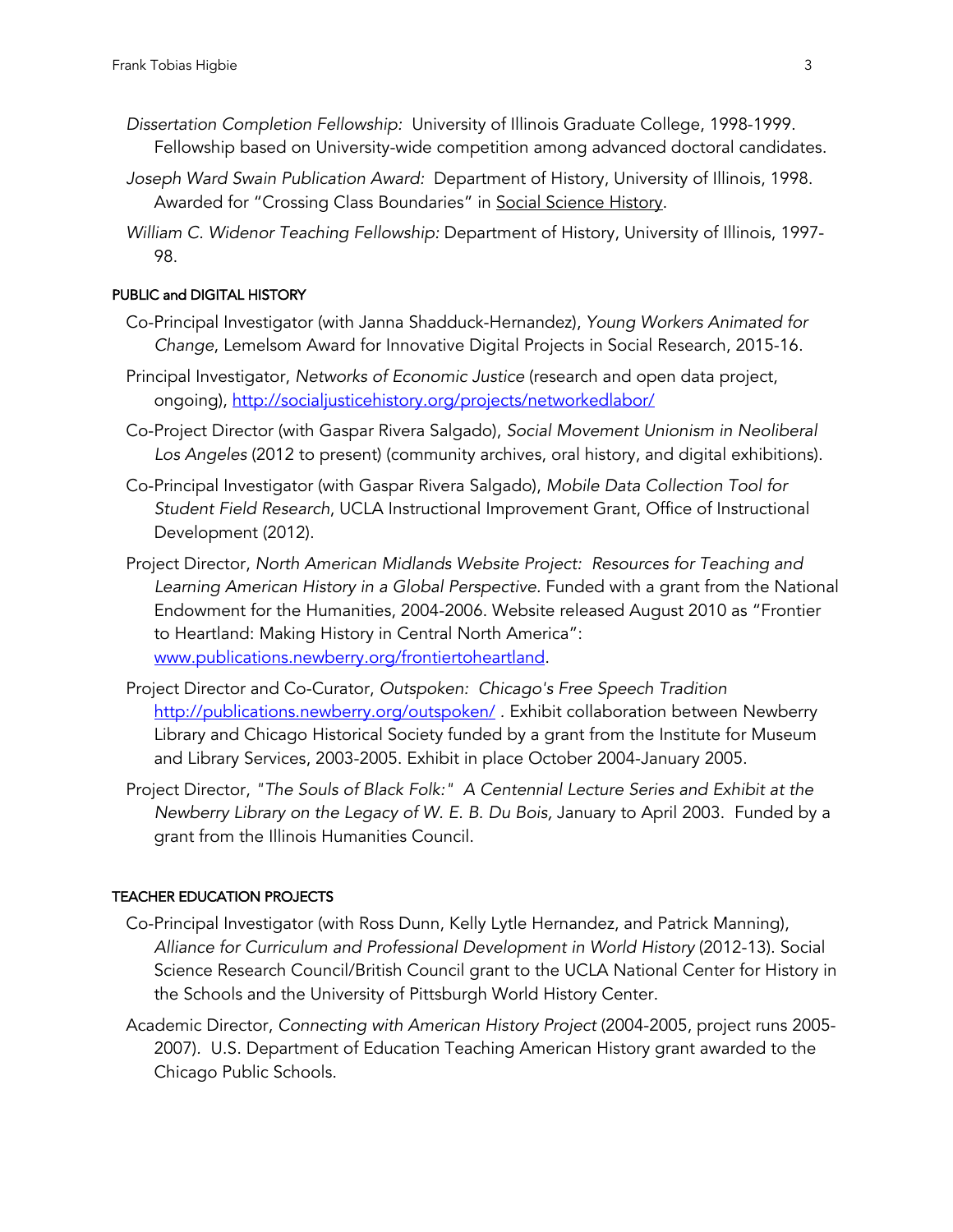*Dissertation Completion Fellowship:* University of Illinois Graduate College, 1998-1999. Fellowship based on University-wide competition among advanced doctoral candidates.

*Joseph Ward Swain Publication Award:* Department of History, University of Illinois, 1998. Awarded for "Crossing Class Boundaries" in Social Science History.

*William C. Widenor Teaching Fellowship:* Department of History, University of Illinois, 1997-98.

### PUBLIC and DIGITAL HISTORY

Co-Principal Investigator (with Janna Shadduck-Hernandez), *Young Workers Animated for Change*, Lemelsom Award for Innovative Digital Projects in Social Research, 2015-16.

Principal Investigator, *Networks of Economic Justice* (research and open data project, ongoing), http://socialjusticehistory.org/projects/networkedlabor/

Co-Project Director (with Gaspar Rivera Salgado), *Social Movement Unionism in Neoliberal Los Angeles* (2012 to present) (community archives, oral history, and digital exhibitions).

Co-Principal Investigator (with Gaspar Rivera Salgado), *Mobile Data Collection Tool for Student Field Research*, UCLA Instructional Improvement Grant, Office of Instructional Development (2012).

Project Director, *North American Midlands Website Project: Resources for Teaching and Learning American History in a Global Perspective.* Funded with a grant from the National Endowment for the Humanities, 2004-2006. Website released August 2010 as "Frontier to Heartland: Making History in Central North America": www.publications.newberry.org/frontiertoheartland.

Project Director and Co-Curator, *Outspoken: Chicago's Free Speech Tradition* http://publications.newberry.org/outspoken/ . Exhibit collaboration between Newberry Library and Chicago Historical Society funded by a grant from the Institute for Museum and Library Services, 2003-2005. Exhibit in place October 2004-January 2005.

Project Director, *"The Souls of Black Folk:" A Centennial Lecture Series and Exhibit at the Newberry Library on the Legacy of W. E. B. Du Bois,* January to April 2003. Funded by a grant from the Illinois Humanities Council.

### TEACHER EDUCATION PROJECTS

Co-Principal Investigator (with Ross Dunn, Kelly Lytle Hernandez, and Patrick Manning), *Alliance for Curriculum and Professional Development in World History* (2012-13). Social Science Research Council/British Council grant to the UCLA National Center for History in the Schools and the University of Pittsburgh World History Center.

Academic Director, *Connecting with American History Project* (2004-2005, project runs 2005-2007). U.S. Department of Education Teaching American History grant awarded to the Chicago Public Schools.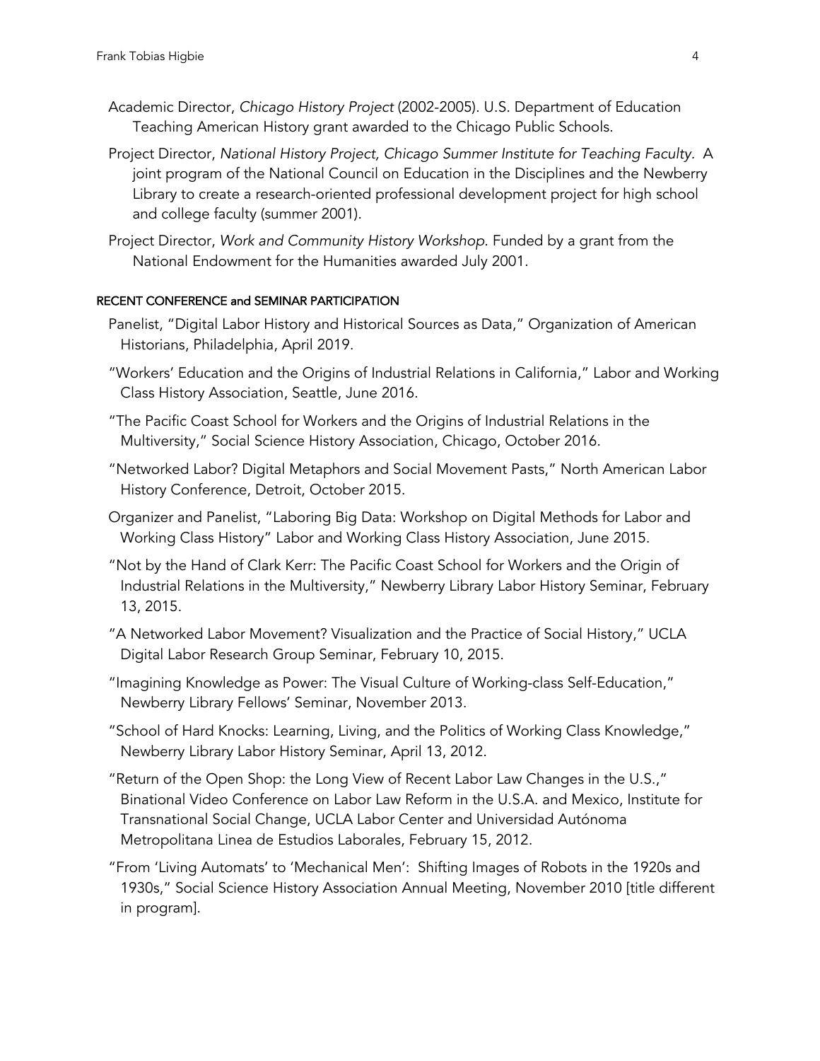Academic Director, *Chicago History Project* (2002-2005). U.S. Department of Education Teaching American History grant awarded to the Chicago Public Schools.

Project Director, *National History Project, Chicago Summer Institute for Teaching Faculty.* A joint program of the National Council on Education in the Disciplines and the Newberry Library to create a research-oriented professional development project for high school and college faculty (summer 2001).

Project Director, *Work and Community History Workshop.* Funded by a grant from the National Endowment for the Humanities awarded July 2001.

## RECENT CONFERENCE and SEMINAR PARTICIPATION

Panelist, "Digital Labor History and Historical Sources as Data," Organization of American Historians, Philadelphia, April 2019.

"Workers' Education and the Origins of Industrial Relations in California," Labor and Working Class History Association, Seattle, June 2016.

"The Pacific Coast School for Workers and the Origins of Industrial Relations in the Multiversity," Social Science History Association, Chicago, October 2016.

"Networked Labor? Digital Metaphors and Social Movement Pasts," North American Labor History Conference, Detroit, October 2015.

Organizer and Panelist, "Laboring Big Data: Workshop on Digital Methods for Labor and Working Class History" Labor and Working Class History Association, June 2015.

"Not by the Hand of Clark Kerr: The Pacific Coast School for Workers and the Origin of Industrial Relations in the Multiversity," Newberry Library Labor History Seminar, February 13, 2015.

"A Networked Labor Movement? Visualization and the Practice of Social History," UCLA Digital Labor Research Group Seminar, February 10, 2015.

"Imagining Knowledge as Power: The Visual Culture of Working-class Self-Education," Newberry Library Fellows' Seminar, November 2013.

"School of Hard Knocks: Learning, Living, and the Politics of Working Class Knowledge," Newberry Library Labor History Seminar, April 13, 2012.

"Return of the Open Shop: the Long View of Recent Labor Law Changes in the U.S.," Binational Video Conference on Labor Law Reform in the U.S.A. and Mexico, Institute for Transnational Social Change, UCLA Labor Center and Universidad Autónoma Metropolitana Linea de Estudios Laborales, February 15, 2012.

"From 'Living Automats' to 'Mechanical Men': Shifting Images of Robots in the 1920s and 1930s," Social Science History Association Annual Meeting, November 2010 [title different in program].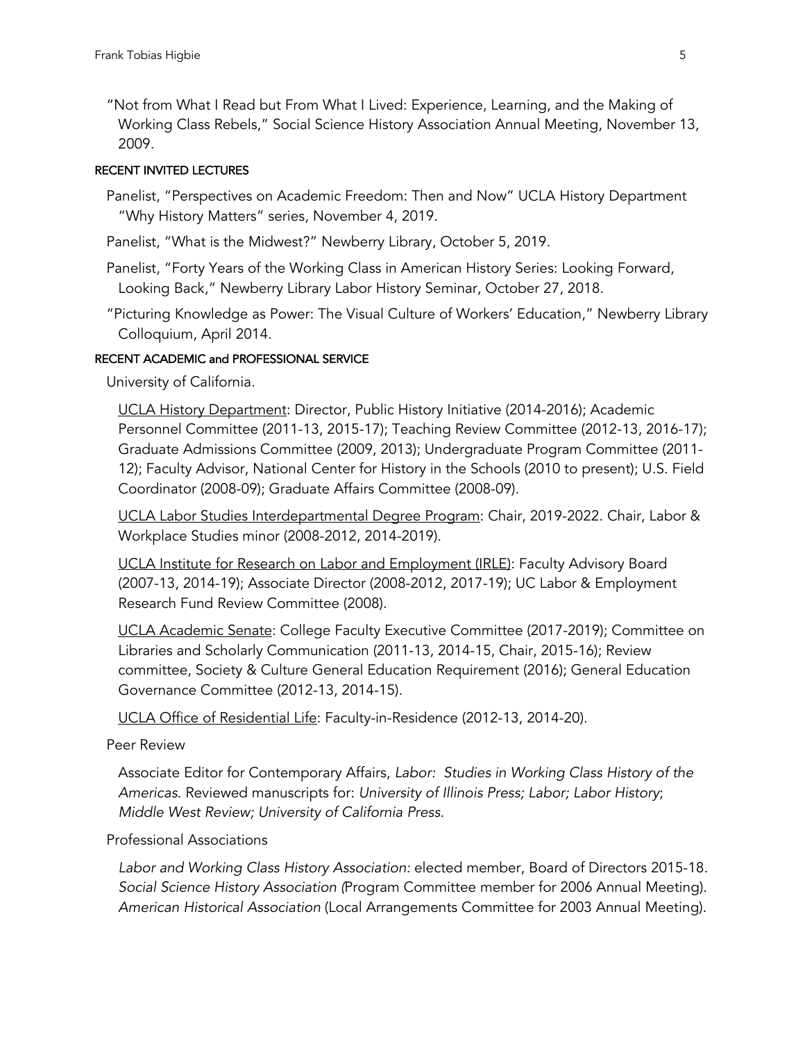"Not from What I Read but From What I Lived: Experience, Learning, and the Making of Working Class Rebels," Social Science History Association Annual Meeting, November 13, 2009.

#### RECENT INVITED LECTURES

Panelist, "Perspectives on Academic Freedom: Then and Now" UCLA History Department "Why History Matters" series, November 4, 2019.

Panelist, "What is the Midwest?" Newberry Library, October 5, 2019.

Panelist, "Forty Years of the Working Class in American History Series: Looking Forward, Looking Back," Newberry Library Labor History Seminar, October 27, 2018.

"Picturing Knowledge as Power: The Visual Culture of Workers' Education," Newberry Library Colloquium, April 2014.

#### RECENT ACADEMIC and PROFESSIONAL SERVICE

University of California.

<u>UCLA History Department</u>: Director, Public History Initiative (2014-2016); Academic Personnel Committee (2011-13, 2015-17); Teaching Review Committee (2012-13, 2016-17); Graduate Admissions Committee (2009, 2013); Undergraduate Program Committee (2011-12); Faculty Advisor, National Center for History in the Schools (2010 to present); U.S. Field Coordinator (2008-09); Graduate Affairs Committee (2008-09).

<u>UCLA Labor Studies Interdepartmental Degree Program</u>: Chair, 2019-2022. Chair, Labor & Workplace Studies minor (2008-2012, 2014-2019).

<u>UCLA Institute for Research on Labor and Employment (IRLE)</u>: Faculty Advisory Board (2007-13, 2014-19); Associate Director (2008-2012, 2017-19); UC Labor & Employment Research Fund Review Committee (2008).

<u>UCLA Academic Senate</u>: College Faculty Executive Committee (2017-2019); Committee on Libraries and Scholarly Communication (2011-13, 2014-15, Chair, 2015-16); Review committee, Society & Culture General Education Requirement (2016); General Education Governance Committee (2012-13, 2014-15).

<u>UCLA Office of Residential Life</u>: Faculty-in-Residence (2012-13, 2014-20).

Peer Review

Associate Editor for Contemporary Affairs, *Labor: Studies in Working Class History of the Americas*. Reviewed manuscripts for: *University of Illinois Press; Labor; Labor History*; *Middle West Review; University of California Press.*

Professional Associations

*Labor and Working Class History Association:* elected member, Board of Directors 2015-18.
*Social Science History Association (*Program Committee member for 2006 Annual Meeting).
*American Historical Association* (Local Arrangements Committee for 2003 Annual Meeting).